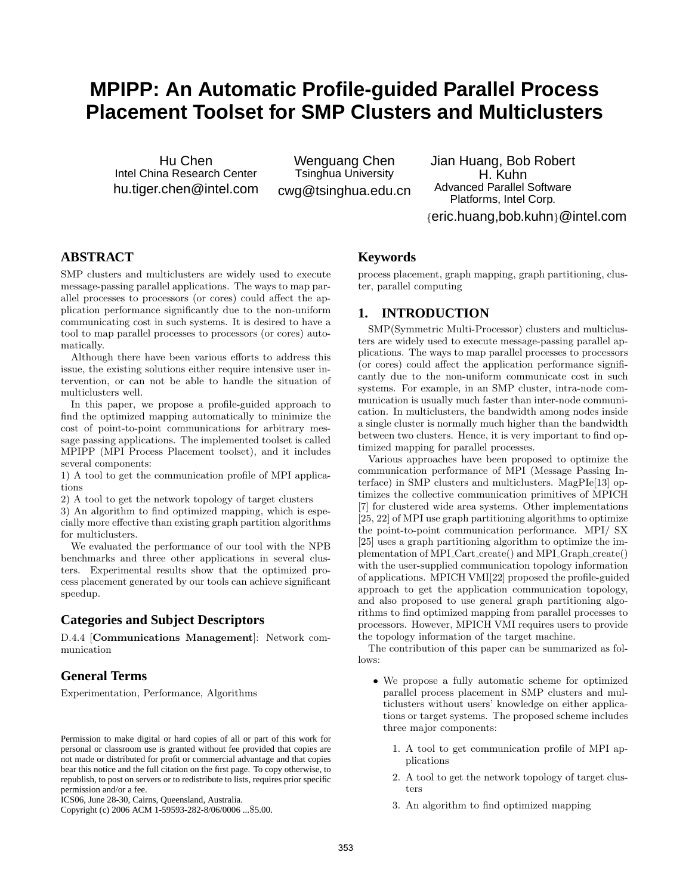# MPIPP: An Automatic Profile-guided Parallel Process Placement Toolset for SMP Clusters and Multiclusters

Hu Chen
Intel China Research Center
hu.tiger.chen@intel.com

Wenguang Chen
Tsinghua University
cwg@tsinghua.edu.cn

Jian Huang, Bob Robert H. Kuhn
Advanced Parallel Software Platforms, Intel Corp.
{eric.huang,bob.kuhn}@intel.com

## ABSTRACT

SMP clusters and multiclusters are widely used to execute message-passing parallel applications. The ways to map parallel processes to processors (or cores) could affect the application performance significantly due to the non-uniform communicating cost in such systems. It is desired to have a tool to map parallel processes to processors (or cores) automatically.

Although there have been various efforts to address this issue, the existing solutions either require intensive user intervention, or can not be able to handle the situation of multiclusters well.

In this paper, we propose a profile-guided approach to find the optimized mapping automatically to minimize the cost of point-to-point communications for arbitrary message passing applications. The implemented toolset is called MPIPP (MPI Process Placement toolset), and it includes several components:

1) A tool to get the communication profile of MPI applications

2) A tool to get the network topology of target clusters

3) An algorithm to find optimized mapping, which is especially more effective than existing graph partition algorithms for multiclusters.

We evaluated the performance of our tool with the NPB benchmarks and three other applications in several clusters. Experimental results show that the optimized process placement generated by our tools can achieve significant speedup.

### Categories and Subject Descriptors

D.4.4 [**Communications Management**]: Network communication

### General Terms

Experimentation, Performance, Algorithms

Permission to make digital or hard copies of all or part of this work for personal or classroom use is granted without fee provided that copies are not made or distributed for profit or commercial advantage and that copies bear this notice and the full citation on the first page. To copy otherwise, to republish, to post on servers or to redistribute to lists, requires prior specific permission and/or a fee.
ICS06, June 28-30, Cairns, Queensland, Australia.
Copyright (c) 2006 ACM 1-59593-282-8/06/0006 ...$5.00.

### Keywords

process placement, graph mapping, graph partitioning, cluster, parallel computing

## 1. INTRODUCTION

SMP(Symmetric Multi-Processor) clusters and multiclusters are widely used to execute message-passing parallel applications. The ways to map parallel processes to processors (or cores) could affect the application performance significantly due to the non-uniform communicate cost in such systems. For example, in an SMP cluster, intra-node communication is usually much faster than inter-node communication. In multiclusters, the bandwidth among nodes inside a single cluster is normally much higher than the bandwidth between two clusters. Hence, it is very important to find optimized mapping for parallel processes.

Various approaches have been proposed to optimize the communication performance of MPI (Message Passing Interface) in SMP clusters and multiclusters. MagPIe[13] optimizes the collective communication primitives of MPICH [7] for clustered wide area systems. Other implementations [25, 22] of MPI use graph partitioning algorithms to optimize the point-to-point communication performance. MPI/ SX [25] uses a graph partitioning algorithm to optimize the implementation of MPI_Cart_create() and MPI_Graph_create() with the user-supplied communication topology information of applications. MPICH VMI[22] proposed the profile-guided approach to get the application communication topology, and also proposed to use general graph partitioning algorithms to find optimized mapping from parallel processes to processors. However, MPICH VMI requires users to provide the topology information of the target machine.

The contribution of this paper can be summarized as follows:

- We propose a fully automatic scheme for optimized parallel process placement in SMP clusters and multiclusters without users' knowledge on either applications or target systems. The proposed scheme includes three major components:
    1. A tool to get communication profile of MPI applications
    2. A tool to get the network topology of target clusters
    3. An algorithm to find optimized mapping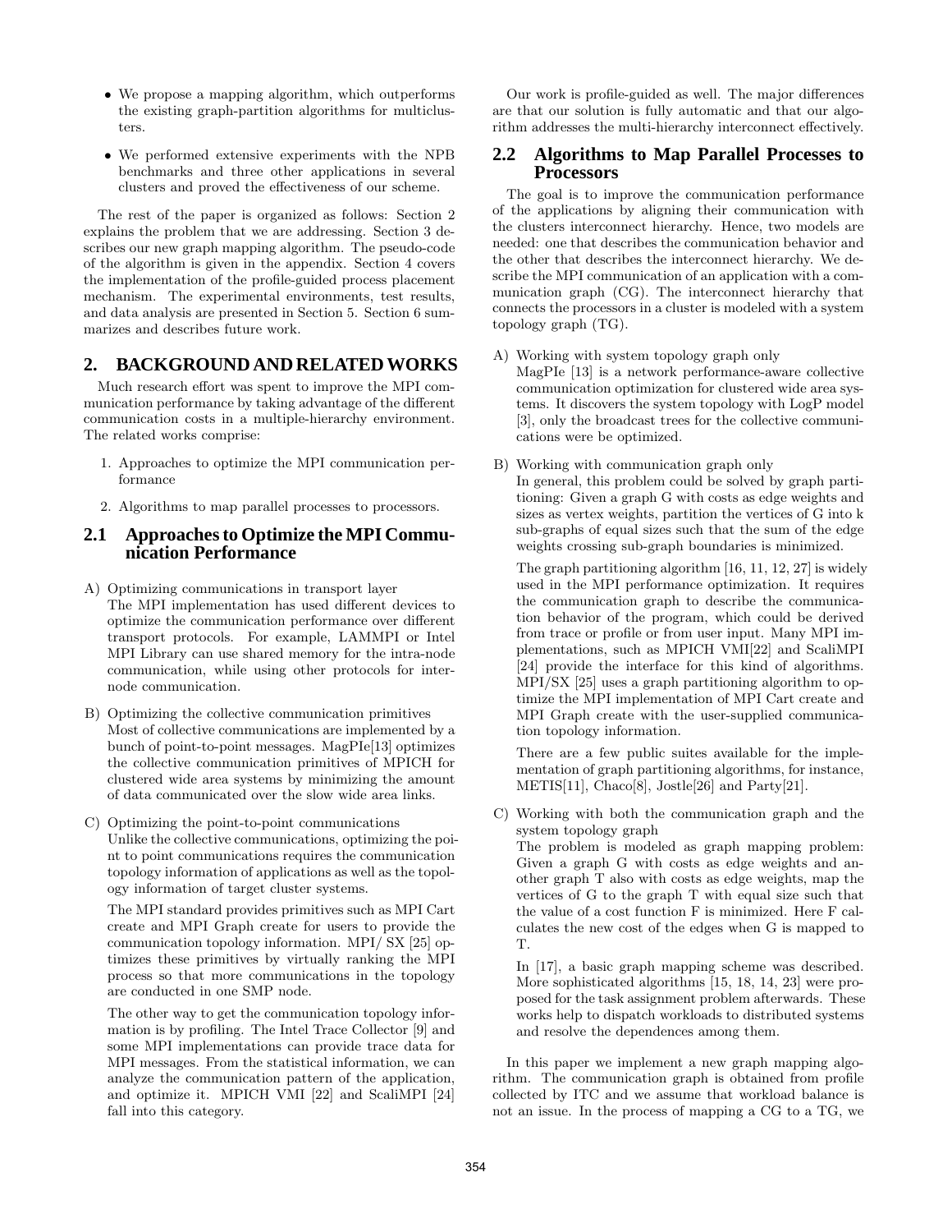- We propose a mapping algorithm, which outperforms the existing graph-partition algorithms for multiclusters.
- We performed extensive experiments with the NPB benchmarks and three other applications in several clusters and proved the effectiveness of our scheme.

The rest of the paper is organized as follows: Section 2 explains the problem that we are addressing. Section 3 describes our new graph mapping algorithm. The pseudo-code of the algorithm is given in the appendix. Section 4 covers the implementation of the profile-guided process placement mechanism. The experimental environments, test results, and data analysis are presented in Section 5. Section 6 summarizes and describes future work.

## 2. BACKGROUND AND RELATED WORKS

Much research effort was spent to improve the MPI communication performance by taking advantage of the different communication costs in a multiple-hierarchy environment. The related works comprise:

1. Approaches to optimize the MPI communication performance
2. Algorithms to map parallel processes to processors.

### 2.1 Approaches to Optimize the MPI Communication Performance

A) Optimizing communications in transport layer
The MPI implementation has used different devices to optimize the communication performance over different transport protocols. For example, LAMMPI or Intel MPI Library can use shared memory for the intra-node communication, while using other protocols for inter-node communication.

B) Optimizing the collective communication primitives
Most of collective communications are implemented by a bunch of point-to-point messages. MagPIe[13] optimizes the collective communication primitives of MPICH for clustered wide area systems by minimizing the amount of data communicated over the slow wide area links.

C) Optimizing the point-to-point communications
Unlike the collective communications, optimizing the point to point communications requires the communication topology information of applications as well as the topology information of target cluster systems.

The MPI standard provides primitives such as MPI Cart create and MPI Graph create for users to provide the communication topology information. MPI/ SX [25] optimizes these primitives by virtually ranking the MPI process so that more communications in the topology are conducted in one SMP node.

The other way to get the communication topology information is by profiling. The Intel Trace Collector [9] and some MPI implementations can provide trace data for MPI messages. From the statistical information, we can analyze the communication pattern of the application, and optimize it. MPICH VMI [22] and ScaliMPI [24] fall into this category.

Our work is profile-guided as well. The major differences are that our solution is fully automatic and that our algorithm addresses the multi-hierarchy interconnect effectively.

### 2.2 Algorithms to Map Parallel Processes to Processors

The goal is to improve the communication performance of the applications by aligning their communication with the clusters interconnect hierarchy. Hence, two models are needed: one that describes the communication behavior and the other that describes the interconnect hierarchy. We describe the MPI communication of an application with a communication graph (CG). The interconnect hierarchy that connects the processors in a cluster is modeled with a system topology graph (TG).

A) Working with system topology graph only
MagPIe [13] is a network performance-aware collective communication optimization for clustered wide area systems. It discovers the system topology with LogP model [3], only the broadcast trees for the collective communications were be optimized.

B) Working with communication graph only
In general, this problem could be solved by graph partitioning: Given a graph G with costs as edge weights and sizes as vertex weights, partition the vertices of G into k sub-graphs of equal sizes such that the sum of the edge weights crossing sub-graph boundaries is minimized.

The graph partitioning algorithm [16, 11, 12, 27] is widely used in the MPI performance optimization. It requires the communication graph to describe the communication behavior of the program, which could be derived from trace or profile or from user input. Many MPI implementations, such as MPICH VMI[22] and ScaliMPI [24] provide the interface for this kind of algorithms. MPI/SX [25] uses a graph partitioning algorithm to optimize the MPI implementation of MPI Cart create and MPI Graph create with the user-supplied communication topology information.

There are a few public suites available for the implementation of graph partitioning algorithms, for instance, METIS[11], Chaco[8], Jostle[26] and Party[21].

C) Working with both the communication graph and the system topology graph
The problem is modeled as graph mapping problem: Given a graph G with costs as edge weights and another graph T also with costs as edge weights, map the vertices of G to the graph T with equal size such that the value of a cost function F is minimized. Here F calculates the new cost of the edges when G is mapped to T.

In [17], a basic graph mapping scheme was described. More sophisticated algorithms [15, 18, 14, 23] were proposed for the task assignment problem afterwards. These works help to dispatch workloads to distributed systems and resolve the dependences among them.

In this paper we implement a new graph mapping algorithm. The communication graph is obtained from profile collected by ITC and we assume that workload balance is not an issue. In the process of mapping a CG to a TG, we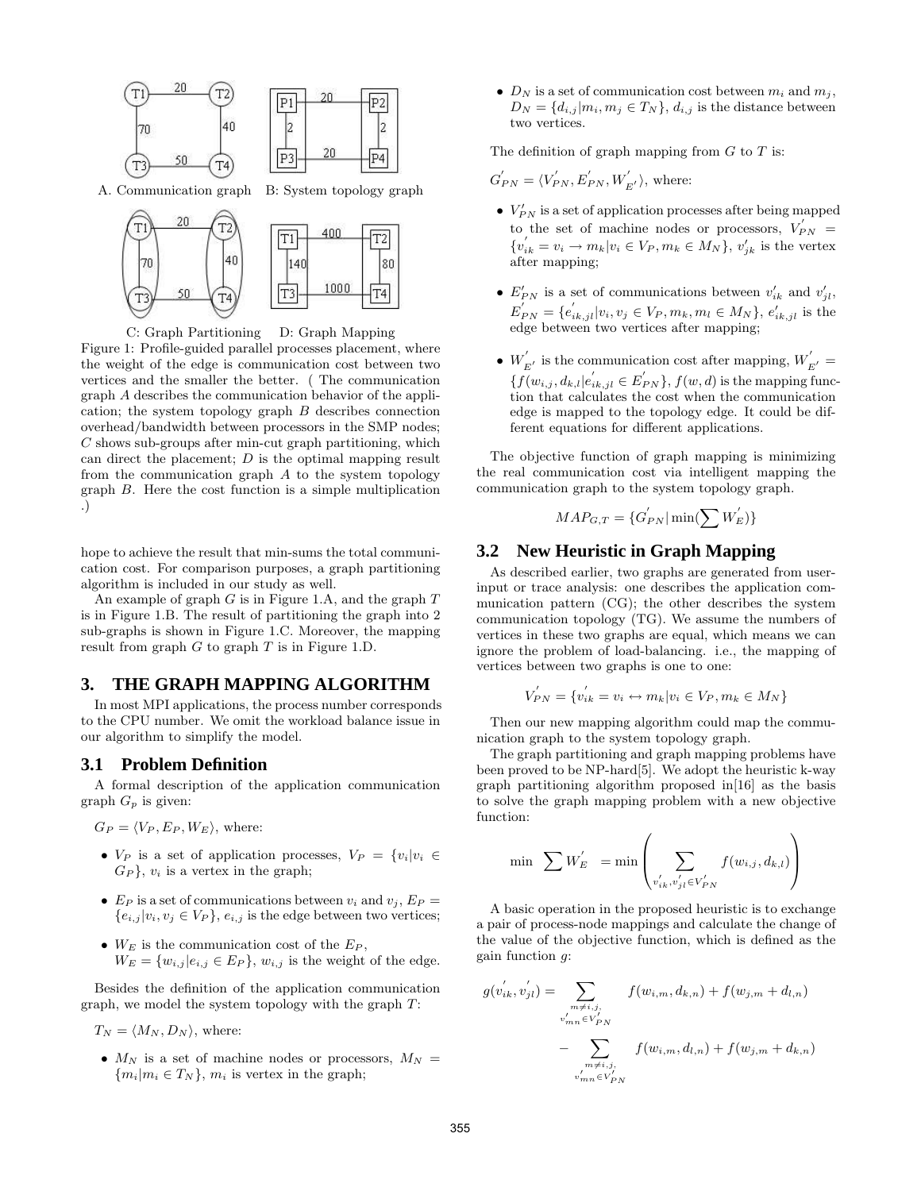A. Communication graph B: System topology graph

C: Graph Partitioning D: Graph Mapping

Figure 1: Profile-guided parallel processes placement, where the weight of the edge is communication cost between two vertices and the smaller the better. ( The communication graph $A$ describes the communication behavior of the application; the system topology graph $B$ describes connection overhead/bandwidth between processors in the SMP nodes; $C$ shows sub-groups after min-cut graph partitioning, which can direct the placement; $D$ is the optimal mapping result from the communication graph $A$ to the system topology graph $B$. Here the cost function is a simple multiplication .)

hope to achieve the result that min-sums the total communication cost. For comparison purposes, a graph partitioning algorithm is included in our study as well.

An example of graph $G$ is in Figure 1.A, and the graph $T$ is in Figure 1.B. The result of partitioning the graph into 2 sub-graphs is shown in Figure 1.C. Moreover, the mapping result from graph $G$ to graph $T$ is in Figure 1.D.

## 3. THE GRAPH MAPPING ALGORITHM

In most MPI applications, the process number corresponds to the CPU number. We omit the workload balance issue in our algorithm to simplify the model.

### 3.1 Problem Definition

A formal description of the application communication graph $G_p$ is given:

$G_P = \langle V_P, E_P, W_E \rangle$, where:

- $V_P$ is a set of application processes, $V_P = \{v_i | v_i \in G_P\}$, $v_i$ is a vertex in the graph;
- $E_P$ is a set of communications between $v_i$ and $v_j$, $E_P = \{e_{i,j} | v_i, v_j \in V_P\}$, $e_{i,j}$ is the edge between two vertices;
- $W_E$ is the communication cost of the $E_P$, $W_E = \{w_{i,j} | e_{i,j} \in E_P\}$, $w_{i,j}$ is the weight of the edge.

Besides the definition of the application communication graph, we model the system topology with the graph $T$:

$T_N = \langle M_N, D_N \rangle$, where:

- $M_N$ is a set of machine nodes or processors, $M_N = \{m_i | m_i \in T_N\}$, $m_i$ is vertex in the graph;
- $D_N$ is a set of communication cost between $m_i$ and $m_j$, $D_N = \{d_{i,j} | m_i, m_j \in T_N\}$, $d_{i,j}$ is the distance between two vertices.

The definition of graph mapping from $G$ to $T$ is:

$G'_{PN} = \langle V'_{PN}, E'_{PN}, W'_{E'} \rangle$, where:

- $V'_{PN}$ is a set of application processes after being mapped to the set of machine nodes or processors, $V'_{PN} = \{v'_{ik} = v_i \rightarrow m_k | v_i \in V_P, m_k \in M_N\}$, $v'_{jk}$ is the vertex after mapping;
- $E'_{PN}$ is a set of communications between $v'_{ik}$ and $v'_{jl}$, $E'_{PN} = \{e'_{ik,jl} | v_i, v_j \in V_P, m_k, m_l \in M_N\}$, $e'_{ik,jl}$ is the edge between two vertices after mapping;
- $W'_{E'}$ is the communication cost after mapping, $W'_{E'} = \{f(w_{i,j}, d_{k,l} | e'_{ik,jl} \in E'_{PN}\}$, $f(w, d)$ is the mapping function that calculates the cost when the communication edge is mapped to the topology edge. It could be different equations for different applications.

The objective function of graph mapping is minimizing the real communication cost via intelligent mapping the communication graph to the system topology graph.

$$MAP_{G,T} = \{G'_{PN} | \min(\sum W'_E)\}$$

### 3.2 New Heuristic in Graph Mapping

As described earlier, two graphs are generated from user-input or trace analysis: one describes the application communication pattern (CG); the other describes the system communication topology (TG). We assume the numbers of vertices in these two graphs are equal, which means we can ignore the problem of load-balancing. i.e., the mapping of vertices between two graphs is one to one:

$$V'_{PN} = \{v'_{ik} = v_i \leftrightarrow m_k | v_i \in V_P, m_k \in M_N\}$$

Then our new mapping algorithm could map the communication graph to the system topology graph.

The graph partitioning and graph mapping problems have been proved to be NP-hard[5]. We adopt the heuristic k-way graph partitioning algorithm proposed in[16] as the basis to solve the graph mapping problem with a new objective function:

$$\min \ \sum W'_E \ = \min \left( \sum_{v'_{ik}, v'_{jl} \in V'_{PN}} f(w_{i,j}, d_{k,l}) \right)$$

A basic operation in the proposed heuristic is to exchange a pair of process-node mappings and calculate the change of the value of the objective function, which is defined as the gain function $g$:

$$g(v'_{ik}, v'_{jl}) = \sum_{\substack{m \neq i,j, \\ v'_{mn} \in V'_{PN}}} f(w_{i,m}, d_{k,n}) + f(w_{j,m} + d_{l,n}) - \sum_{\substack{m \neq i,j, \\ v'_{mn} \in V'_{PN}}} f(w_{i,m}, d_{l,n}) + f(w_{j,m} + d_{k,n})$$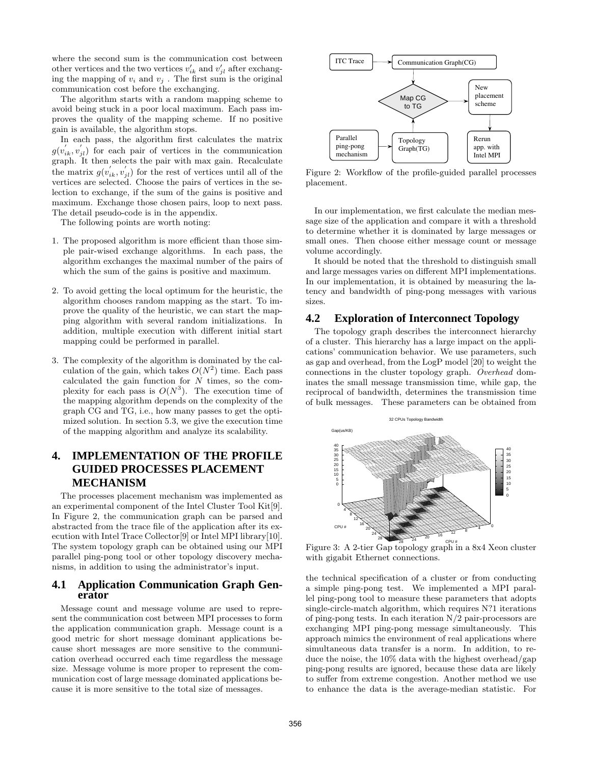where the second sum is the communication cost between other vertices and the two vertices $v'_{ik}$ and $v'_{jl}$ after exchanging the mapping of $v_i$ and $v_j$ . The first sum is the original communication cost before the exchanging.

The algorithm starts with a random mapping scheme to avoid being stuck in a poor local maximum. Each pass improves the quality of the mapping scheme. If no positive gain is available, the algorithm stops.

In each pass, the algorithm first calculates the matrix $g(v'_{ik}, v'_{jl})$ for each pair of vertices in the communication graph. It then selects the pair with max gain. Recalculate the matrix $g(v'_{ik}, v'_{jl})$ for the rest of vertices until all of the vertices are selected. Choose the pairs of vertices in the selection to exchange, if the sum of the gains is positive and maximum. Exchange those chosen pairs, loop to next pass. The detail pseudo-code is in the appendix.

The following points are worth noting:

1. The proposed algorithm is more efficient than those simple pair-wised exchange algorithms. In each pass, the algorithm exchanges the maximal number of the pairs of which the sum of the gains is positive and maximum.

2. To avoid getting the local optimum for the heuristic, the algorithm chooses random mapping as the start. To improve the quality of the heuristic, we can start the mapping algorithm with several random initializations. In addition, multiple execution with different initial start mapping could be performed in parallel.

3. The complexity of the algorithm is dominated by the calculation of the gain, which takes $O(N^2)$ time. Each pass calculated the gain function for $N$ times, so the complexity for each pass is $O(N^3)$. The execution time of the mapping algorithm depends on the complexity of the graph CG and TG, i.e., how many passes to get the optimized solution. In section 5.3, we give the execution time of the mapping algorithm and analyze its scalability.

# 4. IMPLEMENTATION OF THE PROFILE GUIDED PROCESSES PLACEMENT MECHANISM

The processes placement mechanism was implemented as an experimental component of the Intel Cluster Tool Kit[9]. In Figure 2, the communication graph can be parsed and abstracted from the trace file of the application after its execution with Intel Trace Collector[9] or Intel MPI library[10]. The system topology graph can be obtained using our MPI parallel ping-pong tool or other topology discovery mechanisms, in addition to using the administrator's input.

## 4.1 Application Communication Graph Generator

Message count and message volume are used to represent the communication cost between MPI processes to form the application communication graph. Message count is a good metric for short message dominant applications because short messages are more sensitive to the communication overhead occurred each time regardless the message size. Message volume is more proper to represent the communication cost of large message dominated applications because it is more sensitive to the total size of messages.

Figure 2: Workflow of the profile-guided parallel processes placement.

In our implementation, we first calculate the median message size of the application and compare it with a threshold to determine whether it is dominated by large messages or small ones. Then choose either message count or message volume accordingly.

It should be noted that the threshold to distinguish small and large messages varies on different MPI implementations. In our implementation, it is obtained by measuring the latency and bandwidth of ping-pong messages with various sizes.

## 4.2 Exploration of Interconnect Topology

The topology graph describes the interconnect hierarchy of a cluster. This hierarchy has a large impact on the applications' communication behavior. We use parameters, such as gap and overhead, from the LogP model [20] to weight the connections in the cluster topology graph. *Overhead* dominates the small message transmission time, while gap, the reciprocal of bandwidth, determines the transmission time of bulk messages. These parameters can be obtained from

Figure 3: A 2-tier Gap topology graph in a 8x4 Xeon cluster with gigabit Ethernet connections.

the technical specification of a cluster or from conducting a simple ping-pong test. We implemented a MPI parallel ping-pong tool to measure these parameters that adopts single-circle-match algorithm, which requires N?1 iterations of ping-pong tests. In each iteration N/2 pair-processors are exchanging MPI ping-pong message simultaneously. This approach mimics the environment of real applications where simultaneous data transfer is a norm. In addition, to reduce the noise, the 10% data with the highest overhead/gap ping-pong results are ignored, because these data are likely to suffer from extreme congestion. Another method we use to enhance the data is the average-median statistic. For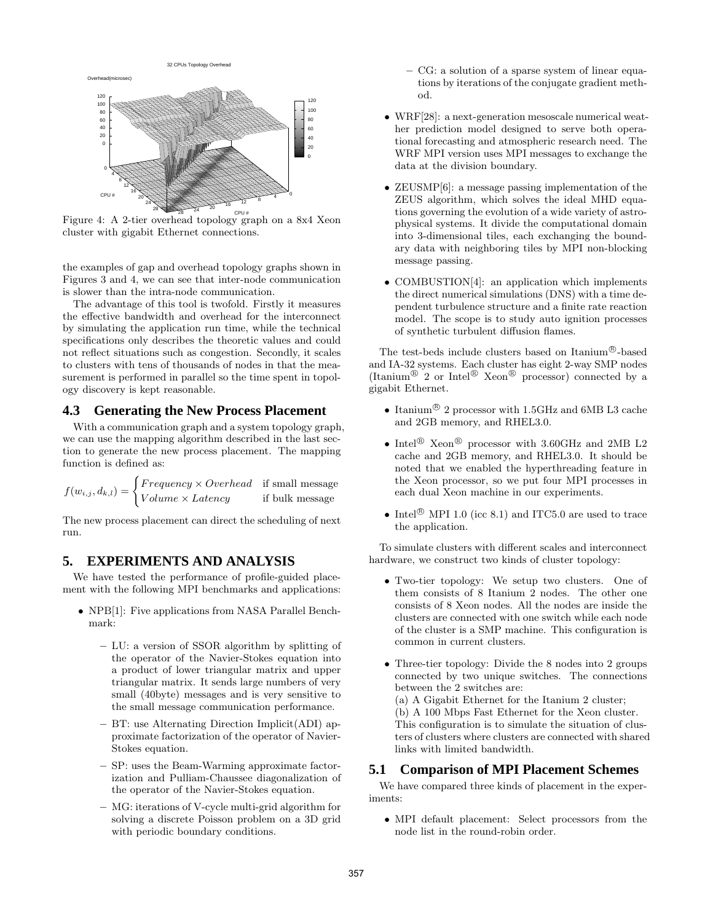Figure 4: A 2-tier overhead topology graph on a 8x4 Xeon cluster with gigabit Ethernet connections.

the examples of gap and overhead topology graphs shown in Figures 3 and 4, we can see that inter-node communication is slower than the intra-node communication.

The advantage of this tool is twofold. Firstly it measures the effective bandwidth and overhead for the interconnect by simulating the application run time, while the technical specifications only describes the theoretic values and could not reflect situations such as congestion. Secondly, it scales to clusters with tens of thousands of nodes in that the measurement is performed in parallel so the time spent in topology discovery is kept reasonable.

### 4.3 Generating the New Process Placement

With a communication graph and a system topology graph, we can use the mapping algorithm described in the last section to generate the new process placement. The mapping function is defined as:

$$f(w_{i,j}, d_{k,l}) = \begin{cases} Frequency \times Overhead & \text{if small message} \\ Volume \times Latency & \text{if bulk message} \end{cases}$$

The new process placement can direct the scheduling of next run.

## 5. EXPERIMENTS AND ANALYSIS

We have tested the performance of profile-guided placement with the following MPI benchmarks and applications:

- NPB[1]: Five applications from NASA Parallel Benchmark:
  - LU: a version of SSOR algorithm by splitting of the operator of the Navier-Stokes equation into a product of lower triangular matrix and upper triangular matrix. It sends large numbers of very small (40byte) messages and is very sensitive to the small message communication performance.
  - BT: use Alternating Direction Implicit(ADI) approximate factorization of the operator of Navier-Stokes equation.
  - SP: uses the Beam-Warming approximate factorization and Pulliam-Chaussee diagonalization of the operator of the Navier-Stokes equation.
  - MG: iterations of V-cycle multi-grid algorithm for solving a discrete Poisson problem on a 3D grid with periodic boundary conditions.
  - CG: a solution of a sparse system of linear equations by iterations of the conjugate gradient method.
- WRF[28]: a next-generation mesoscale numerical weather prediction model designed to serve both operational forecasting and atmospheric research need. The WRF MPI version uses MPI messages to exchange the data at the division boundary.
- ZEUSMP[6]: a message passing implementation of the ZEUS algorithm, which solves the ideal MHD equations governing the evolution of a wide variety of astrophysical systems. It divide the computational domain into 3-dimensional tiles, each exchanging the boundary data with neighboring tiles by MPI non-blocking message passing.
- COMBUSTION[4]: an application which implements the direct numerical simulations (DNS) with a time dependent turbulence structure and a finite rate reaction model. The scope is to study auto ignition processes of synthetic turbulent diffusion flames.

The test-beds include clusters based on Itanium®-based and IA-32 systems. Each cluster has eight 2-way SMP nodes (Itanium® 2 or Intel® Xeon® processor) connected by a gigabit Ethernet.

- Itanium® 2 processor with 1.5GHz and 6MB L3 cache and 2GB memory, and RHEL3.0.
- Intel® Xeon® processor with 3.60GHz and 2MB L2 cache and 2GB memory, and RHEL3.0. It should be noted that we enabled the hyperthreading feature in the Xeon processor, so we put four MPI processes in each dual Xeon machine in our experiments.
- Intel® MPI 1.0 (icc 8.1) and ITC5.0 are used to trace the application.

To simulate clusters with different scales and interconnect hardware, we construct two kinds of cluster topology:

- Two-tier topology: We setup two clusters. One of them consists of 8 Itanium 2 nodes. The other one consists of 8 Xeon nodes. All the nodes are inside the clusters are connected with one switch while each node of the cluster is a SMP machine. This configuration is common in current clusters.
- Three-tier topology: Divide the 8 nodes into 2 groups connected by two unique switches. The connections between the 2 switches are:
  (a) A Gigabit Ethernet for the Itanium 2 cluster;
  (b) A 100 Mbps Fast Ethernet for the Xeon cluster.
  This configuration is to simulate the situation of clusters of clusters where clusters are connected with shared links with limited bandwidth.

### 5.1 Comparison of MPI Placement Schemes

We have compared three kinds of placement in the experiments:

- MPI default placement: Select processors from the node list in the round-robin order.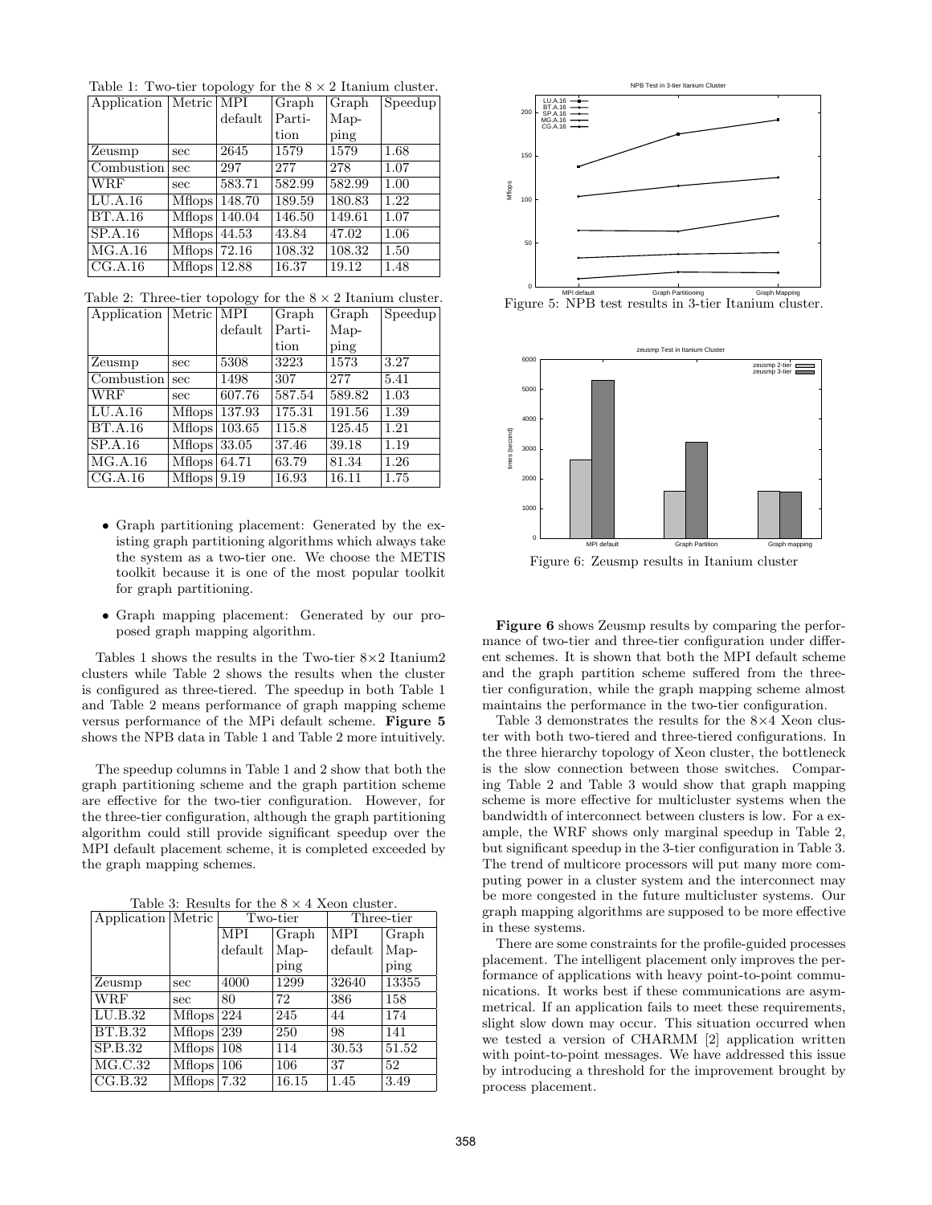Table 1: Two-tier topology for the $8 \times 2$ Itanium cluster.

| Application | Metric | MPI default | Graph Partition | Graph Mapping | Speedup |
|---|---|---|---|---|---|
| Zeusmp | sec | 2645 | 1579 | 1579 | 1.68 |
| Combustion | sec | 297 | 277 | 278 | 1.07 |
| WRF | sec | 583.71 | 582.99 | 582.99 | 1.00 |
| LU.A.16 | Mflops | 148.70 | 189.59 | 180.83 | 1.22 |
| BT.A.16 | Mflops | 140.04 | 146.50 | 149.61 | 1.07 |
| SP.A.16 | Mflops | 44.53 | 43.84 | 47.02 | 1.06 |
| MG.A.16 | Mflops | 72.16 | 108.32 | 108.32 | 1.50 |
| CG.A.16 | Mflops | 12.88 | 16.37 | 19.12 | 1.48 |

Table 2: Three-tier topology for the $8 \times 2$ Itanium cluster.

| Application | Metric | MPI default | Graph Partition | Graph Mapping | Speedup |
|---|---|---|---|---|---|
| Zeusmp | sec | 5308 | 3223 | 1573 | 3.27 |
| Combustion | sec | 1498 | 307 | 277 | 5.41 |
| WRF | sec | 607.76 | 587.54 | 589.82 | 1.03 |
| LU.A.16 | Mflops | 137.93 | 175.31 | 191.56 | 1.39 |
| BT.A.16 | Mflops | 103.65 | 115.8 | 125.45 | 1.21 |
| SP.A.16 | Mflops | 33.05 | 37.46 | 39.18 | 1.19 |
| MG.A.16 | Mflops | 64.71 | 63.79 | 81.34 | 1.26 |
| CG.A.16 | Mflops | 9.19 | 16.93 | 16.11 | 1.75 |

- Graph partitioning placement: Generated by the existing graph partitioning algorithms which always take the system as a two-tier one. We choose the METIS toolkit because it is one of the most popular toolkit for graph partitioning.
- Graph mapping placement: Generated by our proposed graph mapping algorithm.

Tables 1 shows the results in the Two-tier 8×2 Itanium2 clusters while Table 2 shows the results when the cluster is configured as three-tiered. The speedup in both Table 1 and Table 2 means performance of graph mapping scheme versus performance of the MPi default scheme. **Figure 5** shows the NPB data in Table 1 and Table 2 more intuitively.

The speedup columns in Table 1 and 2 show that both the graph partitioning scheme and the graph partition scheme are effective for the two-tier configuration. However, for the three-tier configuration, although the graph partitioning algorithm could still provide significant speedup over the MPI default placement scheme, it is completed exceeded by the graph mapping schemes.

Table 3: Results for the $8 \times 4$ Xeon cluster.

| Application | Metric | Two-tier | | Three-tier | |
|---|---|---|---|---|---|
| | | MPI default | Graph Mapping | MPI default | Graph Mapping |
| Zeusmp | sec | 4000 | 1299 | 32640 | 13355 |
| WRF | sec | 80 | 72 | 386 | 158 |
| LU.B.32 | Mflops | 224 | 245 | 44 | 174 |
| BT.B.32 | Mflops | 239 | 250 | 98 | 141 |
| SP.B.32 | Mflops | 108 | 114 | 30.53 | 51.52 |
| MG.C.32 | Mflops | 106 | 106 | 37 | 52 |
| CG.B.32 | Mflops | 7.32 | 16.15 | 1.45 | 3.49 |

Figure 5: NPB test results in 3-tier Itanium cluster.

Figure 6: Zeusmp results in Itanium cluster

**Figure 6** shows Zeusmp results by comparing the performance of two-tier and three-tier configuration under different schemes. It is shown that both the MPI default scheme and the graph partition scheme suffered from the three-tier configuration, while the graph mapping scheme almost maintains the performance in the two-tier configuration.

Table 3 demonstrates the results for the 8×4 Xeon cluster with both two-tiered and three-tiered configurations. In the three hierarchy topology of Xeon cluster, the bottleneck is the slow connection between those switches. Comparing Table 2 and Table 3 would show that graph mapping scheme is more effective for multicluster systems when the bandwidth of interconnect between clusters is low. For a example, the WRF shows only marginal speedup in Table 2, but significant speedup in the 3-tier configuration in Table 3. The trend of multicore processors will put many more computing power in a cluster system and the interconnect may be more congested in the future multicluster systems. Our graph mapping algorithms are supposed to be more effective in these systems.

There are some constraints for the profile-guided processes placement. The intelligent placement only improves the performance of applications with heavy point-to-point communications. It works best if these communications are asymmetrical. If an application fails to meet these requirements, slight slow down may occur. This situation occurred when we tested a version of CHARMM [2] application written with point-to-point messages. We have addressed this issue by introducing a threshold for the improvement brought by process placement.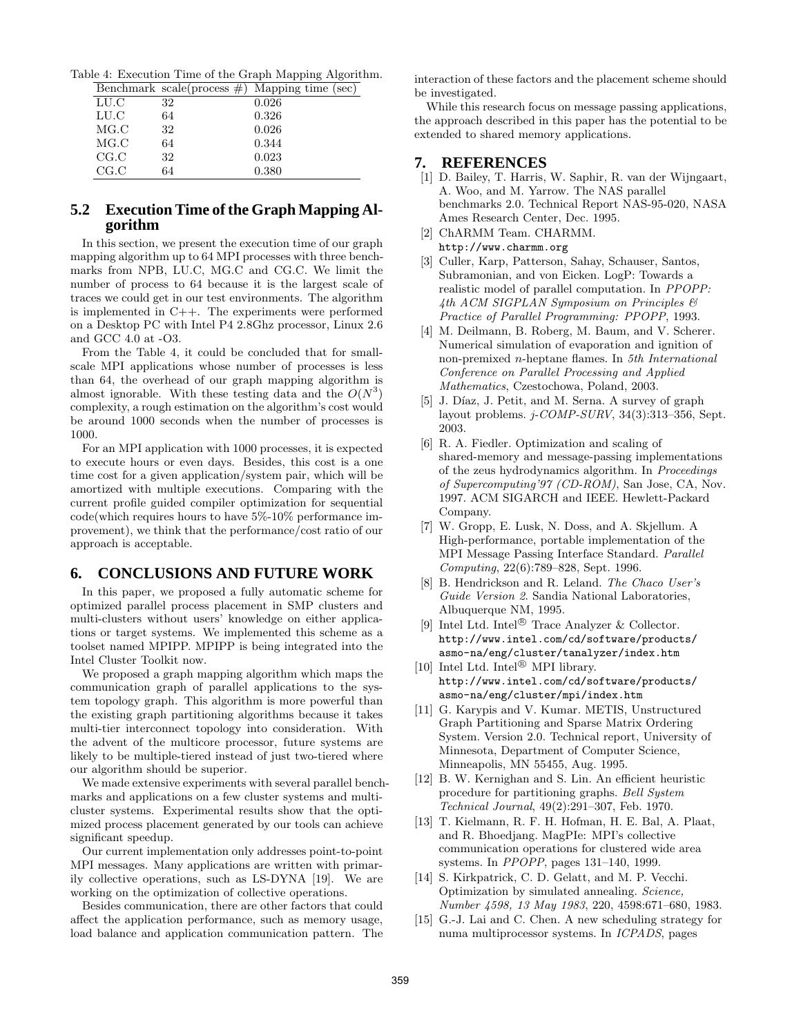Table 4: Execution Time of the Graph Mapping Algorithm.

| Benchmark | scale(process #) | Mapping time (sec) |
|---|---|---|
| LU.C | 32 | 0.026 |
| LU.C | 64 | 0.326 |
| MG.C | 32 | 0.026 |
| MG.C | 64 | 0.344 |
| CG.C | 32 | 0.023 |
| CG.C | 64 | 0.380 |

## 5.2 Execution Time of the Graph Mapping Algorithm

In this section, we present the execution time of our graph mapping algorithm up to 64 MPI processes with three benchmarks from NPB, LU.C, MG.C and CG.C. We limit the number of process to 64 because it is the largest scale of traces we could get in our test environments. The algorithm is implemented in C++. The experiments were performed on a Desktop PC with Intel P4 2.8Ghz processor, Linux 2.6 and GCC 4.0 at -O3.

From the Table 4, it could be concluded that for small-scale MPI applications whose number of processes is less than 64, the overhead of our graph mapping algorithm is almost ignorable. With these testing data and the $O(N^3)$ complexity, a rough estimation on the algorithm's cost would be around 1000 seconds when the number of processes is 1000.

For an MPI application with 1000 processes, it is expected to execute hours or even days. Besides, this cost is a one time cost for a given application/system pair, which will be amortized with multiple executions. Comparing with the current profile guided compiler optimization for sequential code(which requires hours to have 5%-10% performance improvement), we think that the performance/cost ratio of our approach is acceptable.

# 6. CONCLUSIONS AND FUTURE WORK

In this paper, we proposed a fully automatic scheme for optimized parallel process placement in SMP clusters and multi-clusters without users' knowledge on either applications or target systems. We implemented this scheme as a toolset named MPIPP. MPIPP is being integrated into the Intel Cluster Toolkit now.

We proposed a graph mapping algorithm which maps the communication graph of parallel applications to the system topology graph. This algorithm is more powerful than the existing graph partitioning algorithms because it takes multi-tier interconnect topology into consideration. With the advent of the multicore processor, future systems are likely to be multiple-tiered instead of just two-tiered where our algorithm should be superior.

We made extensive experiments with several parallel benchmarks and applications on a few cluster systems and multi-cluster systems. Experimental results show that the optimized process placement generated by our tools can achieve significant speedup.

Our current implementation only addresses point-to-point MPI messages. Many applications are written with primarily collective operations, such as LS-DYNA [19]. We are working on the optimization of collective operations.

Besides communication, there are other factors that could affect the application performance, such as memory usage, load balance and application communication pattern. The interaction of these factors and the placement scheme should be investigated.

While this research focus on message passing applications, the approach described in this paper has the potential to be extended to shared memory applications.

# 7. REFERENCES

[1] D. Bailey, T. Harris, W. Saphir, R. van der Wijngaart, A. Woo, and M. Yarrow. The NAS parallel benchmarks 2.0. Technical Report NAS-95-020, NASA Ames Research Center, Dec. 1995.

[2] ChARMM Team. CHARMM. http://www.charmm.org

[3] Culler, Karp, Patterson, Sahay, Schauser, Santos, Subramonian, and von Eicken. LogP: Towards a realistic model of parallel computation. In *PPOPP: 4th ACM SIGPLAN Symposium on Principles & Practice of Parallel Programming: PPOPP*, 1993.

[4] M. Deilmann, B. Roberg, M. Baum, and V. Scherer. Numerical simulation of evaporation and ignition of non-premixed *n*-heptane flames. In *5th International Conference on Parallel Processing and Applied Mathematics*, Czestochowa, Poland, 2003.

[5] J. Díaz, J. Petit, and M. Serna. A survey of graph layout problems. *j-COMP-SURV*, 34(3):313–356, Sept. 2003.

[6] R. A. Fiedler. Optimization and scaling of shared-memory and message-passing implementations of the zeus hydrodynamics algorithm. In *Proceedings of Supercomputing'97 (CD-ROM)*, San Jose, CA, Nov. 1997. ACM SIGARCH and IEEE. Hewlett-Packard Company.

[7] W. Gropp, E. Lusk, N. Doss, and A. Skjellum. A High-performance, portable implementation of the MPI Message Passing Interface Standard. *Parallel Computing*, 22(6):789–828, Sept. 1996.

[8] B. Hendrickson and R. Leland. *The Chaco User's Guide Version 2*. Sandia National Laboratories, Albuquerque NM, 1995.

[9] Intel Ltd. Intel® Trace Analyzer & Collector. http://www.intel.com/cd/software/products/asmo-na/eng/cluster/tanalyzer/index.htm

[10] Intel Ltd. Intel® MPI library. http://www.intel.com/cd/software/products/asmo-na/eng/cluster/mpi/index.htm

[11] G. Karypis and V. Kumar. METIS, Unstructured Graph Partitioning and Sparse Matrix Ordering System. Version 2.0. Technical report, University of Minnesota, Department of Computer Science, Minneapolis, MN 55455, Aug. 1995.

[12] B. W. Kernighan and S. Lin. An efficient heuristic procedure for partitioning graphs. *Bell System Technical Journal*, 49(2):291–307, Feb. 1970.

[13] T. Kielmann, R. F. H. Hofman, H. E. Bal, A. Plaat, and R. Bhoedjang. MagPIe: MPI's collective communication operations for clustered wide area systems. In *PPOPP*, pages 131–140, 1999.

[14] S. Kirkpatrick, C. D. Gelatt, and M. P. Vecchi. Optimization by simulated annealing. *Science, Number 4598, 13 May 1983*, 220, 4598:671–680, 1983.

[15] G.-J. Lai and C. Chen. A new scheduling strategy for numa multiprocessor systems. In *ICPADS*, pages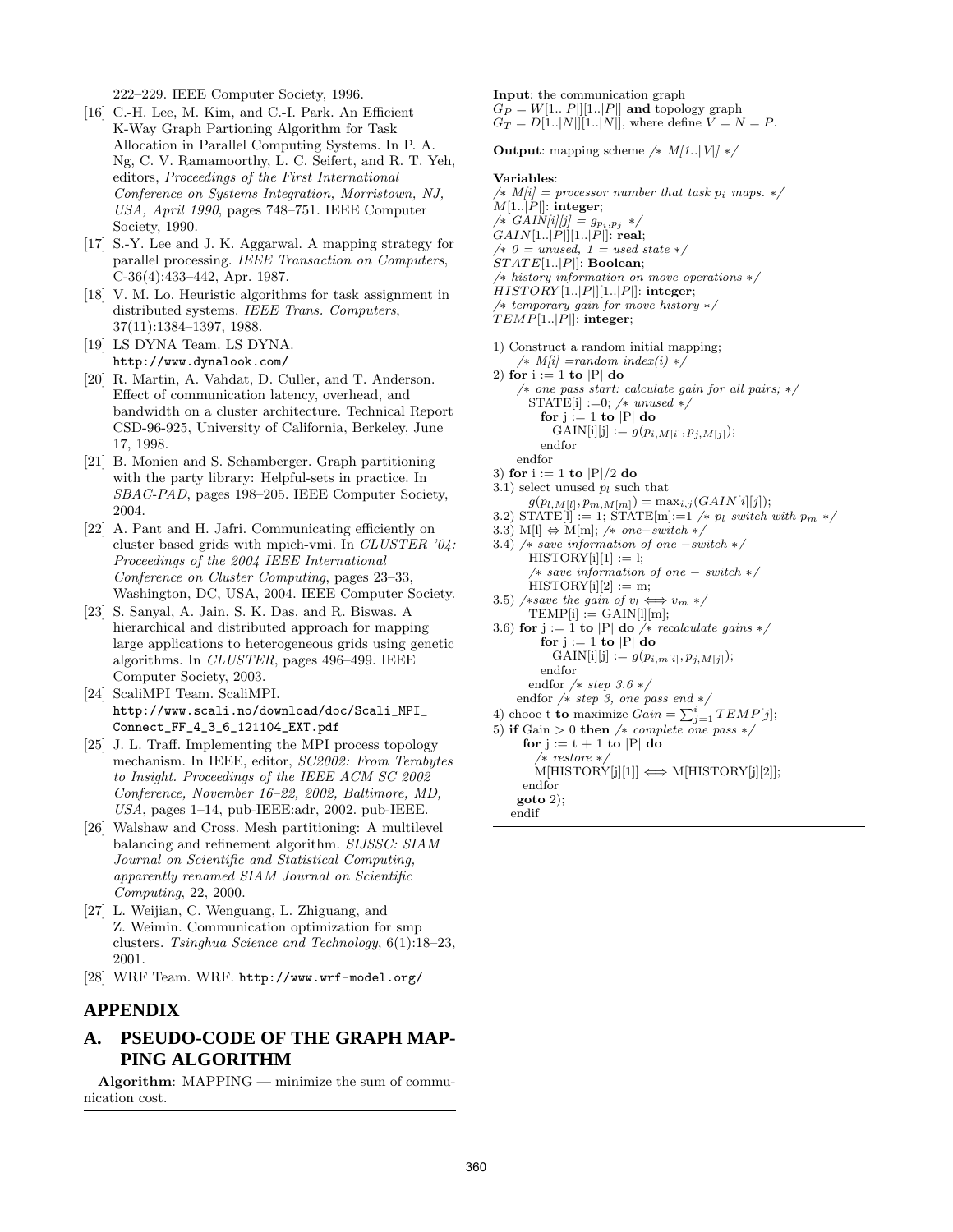222–229. IEEE Computer Society, 1996.

[16] C.-H. Lee, M. Kim, and C.-I. Park. An Efficient K-Way Graph Partioning Algorithm for Task Allocation in Parallel Computing Systems. In P. A. Ng, C. V. Ramamoorthy, L. C. Seifert, and R. T. Yeh, editors, *Proceedings of the First International Conference on Systems Integration, Morristown, NJ, USA, April 1990*, pages 748–751. IEEE Computer Society, 1990.

[17] S.-Y. Lee and J. K. Aggarwal. A mapping strategy for parallel processing. *IEEE Transaction on Computers*, C-36(4):433–442, Apr. 1987.

[18] V. M. Lo. Heuristic algorithms for task assignment in distributed systems. *IEEE Trans. Computers*, 37(11):1384–1397, 1988.

[19] LS DYNA Team. LS DYNA. http://www.dynalook.com/

[20] R. Martin, A. Vahdat, D. Culler, and T. Anderson. Effect of communication latency, overhead, and bandwidth on a cluster architecture. Technical Report CSD-96-925, University of California, Berkeley, June 17, 1998.

[21] B. Monien and S. Schamberger. Graph partitioning with the party library: Helpful-sets in practice. In *SBAC-PAD*, pages 198–205. IEEE Computer Society, 2004.

[22] A. Pant and H. Jafri. Communicating efficiently on cluster based grids with mpich-vmi. In *CLUSTER '04: Proceedings of the 2004 IEEE International Conference on Cluster Computing*, pages 23–33, Washington, DC, USA, 2004. IEEE Computer Society.

[23] S. Sanyal, A. Jain, S. K. Das, and R. Biswas. A hierarchical and distributed approach for mapping large applications to heterogeneous grids using genetic algorithms. In *CLUSTER*, pages 496–499. IEEE Computer Society, 2003.

[24] ScaliMPI Team. ScaliMPI. http://www.scali.no/download/doc/Scali_MPI_Connect_FF_4_3_6_121104_EXT.pdf

[25] J. L. Traff. Implementing the MPI process topology mechanism. In IEEE, editor, *SC2002: From Terabytes to Insight. Proceedings of the IEEE ACM SC 2002 Conference, November 16–22, 2002, Baltimore, MD, USA*, pages 1–14, pub-IEEE:adr, 2002. pub-IEEE.

[26] Walshaw and Cross. Mesh partitioning: A multilevel balancing and refinement algorithm. *SIJSSC: SIAM Journal on Scientific and Statistical Computing, apparently renamed SIAM Journal on Scientific Computing*, 22, 2000.

[27] L. Weijian, C. Wenguang, L. Zhiguang, and Z. Weimin. Communication optimization for smp clusters. *Tsinghua Science and Technology*, 6(1):18–23, 2001.

[28] WRF Team. WRF. http://www.wrf-model.org/

# APPENDIX

## A. PSEUDO-CODE OF THE GRAPH MAPPING ALGORITHM

**Algorithm**: MAPPING — minimize the sum of communication cost.

**Input**: the communication graph $G_P = W[1..|P|][1..|P|]$ **and** topology graph $G_T = D[1..|N|][1..|N|]$, where define $V = N = P$.

**Output**: mapping scheme /* M[1..|V|] */

**Variables**:

```
/* M[i] = processor number that task p_i maps. */
M[1..|P|]: integer;
/* GAIN[i][j] = g_{p_i,p_j} */
GAIN[1..|P|][1..|P|]: real;
/* 0 = unused, 1 = used state */
STATE[1..|P|]: Boolean;
/* history information on move operations */
HISTORY[1..|P|][1..|P|]: integer;
/* temporary gain for move history */
TEMP[1..|P|]: integer;

1) Construct a random initial mapping;
     /* M[i] =random_index(i) */
2) for i := 1 to |P| do
     /* one pass start: calculate gain for all pairs; */
       STATE[i] :=0; /* unused */
         for j := 1 to |P| do
           GAIN[i][j] := g(p_{i,M[i]}, p_{j,M[j]});
         endfor
   endfor
3) for i := 1 to |P|/2 do
3.1) select unused p_l such that
       g(p_{l,M[l]}, p_{m,M[m]}) = max_{i,j}(GAIN[i][j]);
3.2) STATE[l] := 1; STATE[m]:=1 /* p_l switch with p_m */
3.3) M[l] <=> M[m]; /* one-switch */
3.4) /* save information of one -switch */
       HISTORY[i][1] := l;
       /* save information of one - switch */
       HISTORY[i][2] := m;
3.5) /*save the gain of v_l <=> v_m */
       TEMP[i] := GAIN[l][m];
3.6) for j := 1 to |P| do /* recalculate gains */
         for j := 1 to |P| do
           GAIN[i][j] := g(p_{i,m[i]}, p_{j,M[j]});
         endfor
       endfor /* step 3.6 */
   endfor /* step 3, one pass end */
4) chooe t to maximize Gain = sum_{j=1}^{i} TEMP[j];
5) if Gain > 0 then /* complete one pass */
     for j := t + 1 to |P| do
       /* restore */
       M[HISTORY[j][1]] <=> M[HISTORY[j][2]];
     endfor
   goto 2);
   endif
```